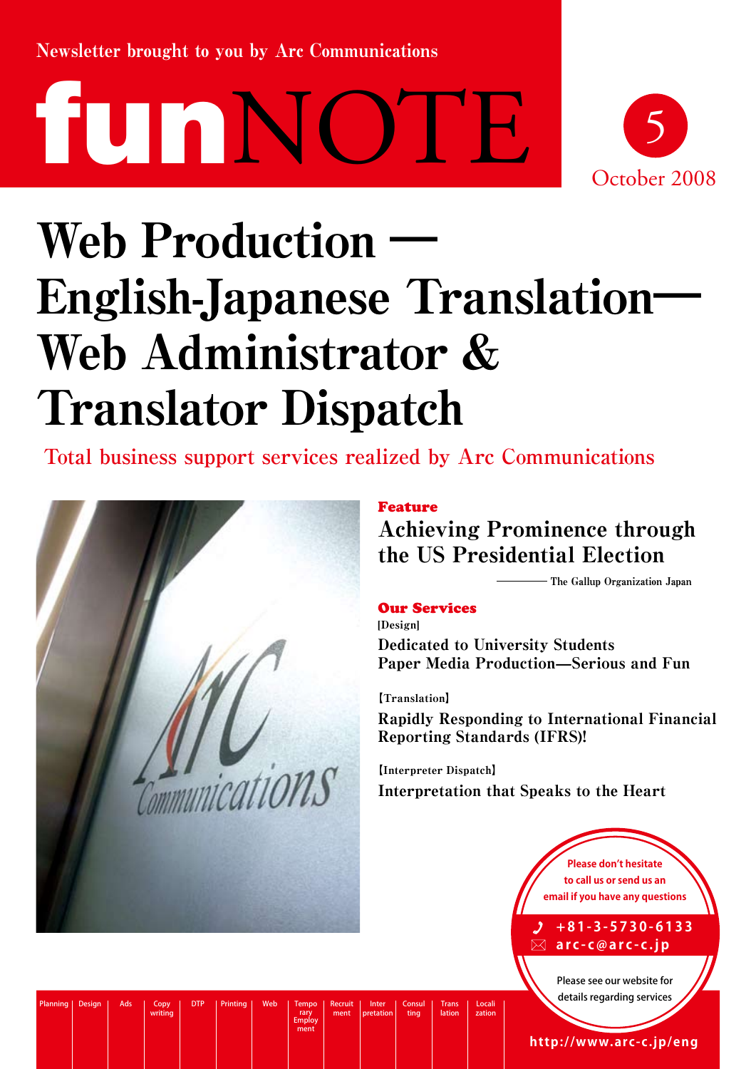Newsletter brought to you by Arc Communications

# funNOTE

5

October 2008

# Web Production — English-Japanese Translation— Web Administrator & Translator Dispatch

Total business support services realized by Arc Communications

**Feature**

## Achieving Prominence through the US Presidential Election

——— The Gallup Organization Japan

**Our Services**

[Design]

### Dedicated to University Students Paper Media Production—Serious and Fun

【Translation】

### Rapidly Responding to International Financial Reporting Standards (IFRS)!

【Interpreter Dispatch】

### Interpretation that Speaks to the Heart

Please don't hesitate to call us or send us an email if you have any questions

+81-3-5730-6133

arc-c@arc-c.jp

Please see our website for details regarding services

http://www.arc-c.jp/eng

Planning | Design | Ads | Copywriting | DTP | Printing | Web | Temporary Employment | Recruitment | Interpretation | Consulting | Translation | Localization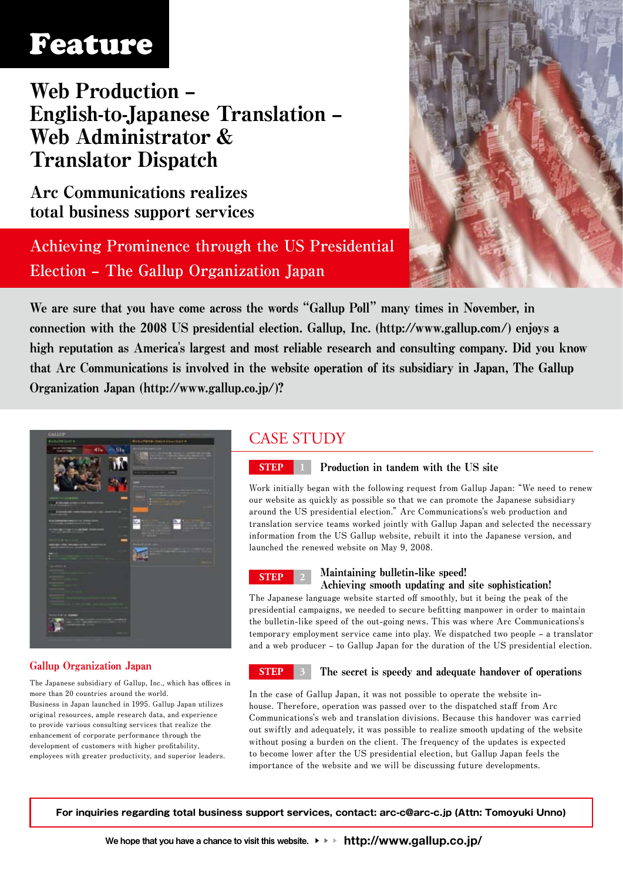# Feature

## Web Production – English-to-Japanese Translation – Web Administrator & Translator Dispatch

### Arc Communications realizes total business support services

## Achieving Prominence through the US Presidential Election – The Gallup Organization Japan

**We are sure that you have come across the words "Gallup Poll" many times in November, in connection with the 2008 US presidential election. Gallup, Inc. (http://www.gallup.com/) enjoys a high reputation as America's largest and most reliable research and consulting company. Did you know that Arc Communications is involved in the website operation of its subsidiary in Japan, The Gallup Organization Japan (http://www.gallup.co.jp/)?**

### Gallup Organization Japan

The Japanese subsidiary of Gallup, Inc., which has offices in more than 20 countries around the world.
Business in Japan launched in 1995. Gallup Japan utilizes original resources, ample research data, and experience to provide various consulting services that realize the enhancement of corporate performance through the development of customers with higher profitability, employees with greater productivity, and superior leaders.

## CASE STUDY

### STEP 1 Production in tandem with the US site

Work initially began with the following request from Gallup Japan: "We need to renew our website as quickly as possible so that we can promote the Japanese subsidiary around the US presidential election." Arc Communications's web production and translation service teams worked jointly with Gallup Japan and selected the necessary information from the US Gallup website, rebuilt it into the Japanese version, and launched the renewed website on May 9, 2008.

### STEP 2 Maintaining bulletin-like speed! Achieving smooth updating and site sophistication!

The Japanese language website started off smoothly, but it being the peak of the presidential campaigns, we needed to secure befitting manpower in order to maintain the bulletin-like speed of the out-going news. This was where Arc Communications's temporary employment service came into play. We dispatched two people – a translator and a web producer – to Gallup Japan for the duration of the US presidential election.

### STEP 3 The secret is speedy and adequate handover of operations

In the case of Gallup Japan, it was not possible to operate the website in-house. Therefore, operation was passed over to the dispatched staff from Arc Communications's web and translation divisions. Because this handover was carried out swiftly and adequately, it was possible to realize smooth updating of the website without posing a burden on the client. The frequency of the updates is expected to become lower after the US presidential election, but Gallup Japan feels the importance of the website and we will be discussing future developments.

**For inquiries regarding total business support services, contact: arc-c@arc-c.jp (Attn: Tomoyuki Unno)**

We hope that you have a chance to visit this website. ▶▶▶ **http://www.gallup.co.jp/**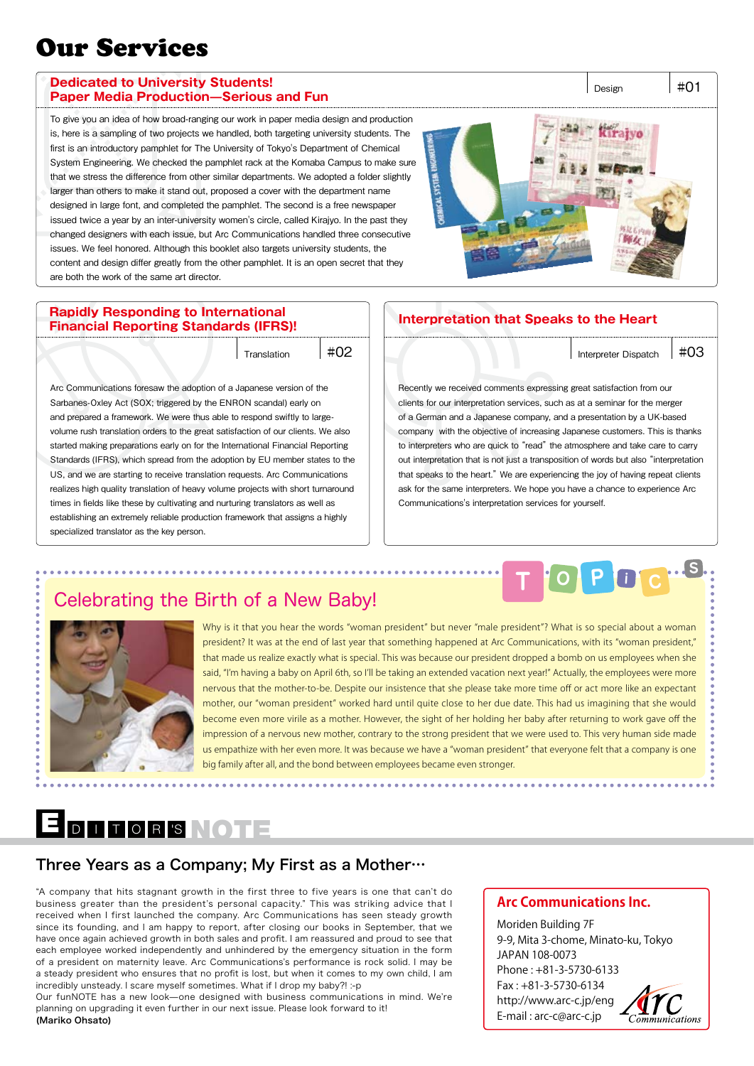# Our Services

## Dedicated to University Students! Paper Media Production—Serious and Fun

Design #01

To give you an idea of how broad-ranging our work in paper media design and production is, here is a sampling of two projects we handled, both targeting university students. The first is an introductory pamphlet for The University of Tokyo's Department of Chemical System Engineering. We checked the pamphlet rack at the Komaba Campus to make sure that we stress the difference from other similar departments. We adopted a folder slightly larger than others to make it stand out, proposed a cover with the department name designed in large font, and completed the pamphlet. The second is a free newspaper issued twice a year by an inter-university women's circle, called Kirajyo. In the past they changed designers with each issue, but Arc Communications handled three consecutive issues. We feel honored. Although this booklet also targets university students, the content and design differ greatly from the other pamphlet. It is an open secret that they are both the work of the same art director.

## Rapidly Responding to International Financial Reporting Standards (IFRS)!

Translation #02

Arc Communications foresaw the adoption of a Japanese version of the Sarbanes-Oxley Act (SOX; triggered by the ENRON scandal) early on and prepared a framework. We were thus able to respond swiftly to large-volume rush translation orders to the great satisfaction of our clients. We also started making preparations early on for the International Financial Reporting Standards (IFRS), which spread from the adoption by EU member states to the US, and we are starting to receive translation requests. Arc Communications realizes high quality translation of heavy volume projects with short turnaround times in fields like these by cultivating and nurturing translators as well as establishing an extremely reliable production framework that assigns a highly specialized translator as the key person.

## Interpretation that Speaks to the Heart

Interpreter Dispatch #03

Recently we received comments expressing great satisfaction from our clients for our interpretation services, such as at a seminar for the merger of a German and a Japanese company, and a presentation by a UK-based company with the objective of increasing Japanese customers. This is thanks to interpreters who are quick to "read" the atmosphere and take care to carry out interpretation that is not just a transposition of words but also "interpretation that speaks to the heart." We are experiencing the joy of having repeat clients ask for the same interpreters. We hope you have a chance to experience Arc Communications's interpretation services for yourself.

## TOPICS

### Celebrating the Birth of a New Baby!

Why is it that you hear the words "woman president" but never "male president"? What is so special about a woman president? It was at the end of last year that something happened at Arc Communications, with its "woman president," that made us realize exactly what is special. This was because our president dropped a bomb on us employees when she said, "I'm having a baby on April 6th, so I'll be taking an extended vacation next year!" Actually, the employees were more nervous that the mother-to-be. Despite our insistence that she please take more time off or act more like an expectant mother, our "woman president" worked hard until quite close to her due date. This had us imagining that she would become even more virile as a mother. However, the sight of her holding her baby after returning to work gave off the impression of a nervous new mother, contrary to the strong president that we were used to. This very human side made us empathize with her even more. It was because we have a "woman president" that everyone felt that a company is one big family after all, and the bond between employees became even stronger.

## EDITOR'S NOTE

### Three Years as a Company; My First as a Mother…

"A company that hits stagnant growth in the first three to five years is one that can't do business greater than the president's personal capacity." This was striking advice that I received when I first launched the company. Arc Communications has seen steady growth since its founding, and I am happy to report, after closing our books in September, that we have once again achieved growth in both sales and profit. I am reassured and proud to see that each employee worked independently and unhindered by the emergency situation in the form of a president on maternity leave. Arc Communications's performance is rock solid. I may be a steady president who ensures that no profit is lost, but when it comes to my own child, I am incredibly unsteady. I scare myself sometimes. What if I drop my baby?! :-p

Our funNOTE has a new look—one designed with business communications in mind. We're planning on upgrading it even further in our next issue. Please look forward to it!

**(Mariko Ohsato)**

**Arc Communications Inc.**

Moriden Building 7F
9-9, Mita 3-chome, Minato-ku, Tokyo
JAPAN 108-0073
Phone : +81-3-5730-6133
Fax : +81-3-5730-6134
http://www.arc-c.jp/eng
E-mail : arc-c@arc-c.jp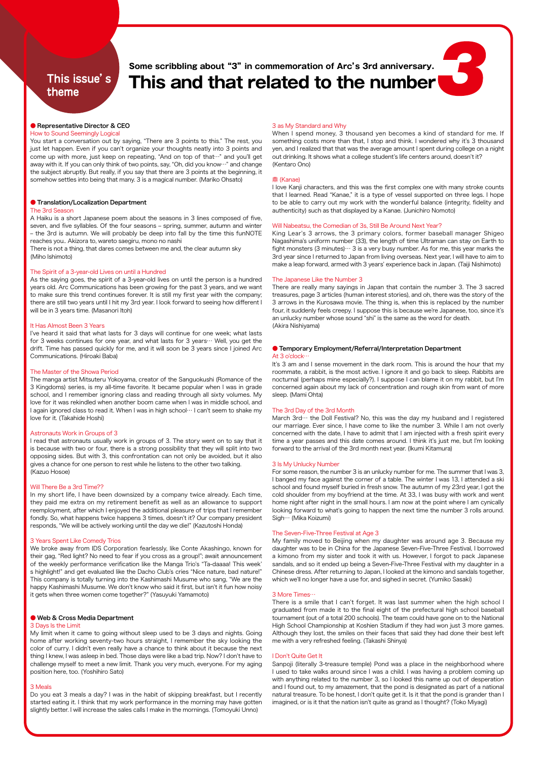# This issue's theme

**Some scribbling about "3" in commemoration of Arc's 3rd anniversary.**

# This and that related to the number 3

## ● Representative Director & CEO

### How to Sound Seemingly Logical

You start a conversation out by saying, "There are 3 points to this." The rest, you just let happen. Even if you can't organize your thoughts neatly into 3 points and come up with more, just keep on repeating, "And on top of that…" and you'll get away with it. If you can only think of two points, say, "Oh, did you know…" and change the subject abruptly. But really, if you say that there are 3 points at the beginning, it somehow settles into being that many. 3 is a magical number. (Mariko Ohsato)

## ● Translation/Localization Department

### The 3rd Season

A Haiku is a short Japanese poem about the seasons in 3 lines composed of five, seven, and five syllables. Of the four seasons – spring, summer, autumn and winter – the 3rd is autumn. We will probably be deep into fall by the time this funNOTE reaches you.. Akizora to, wareto saegiru, mono no nashi

There is not a thing, that dares comes between me and, the clear autumn sky

(Miho Ishimoto)

### The Spirit of a 3-year-old Lives on until a Hundred

As the saying goes, the spirit of a 3-year-old lives on until the person is a hundred years old. Arc Communications has been growing for the past 3 years, and we want to make sure this trend continues forever. It is still my first year with the company; there are still two years until I hit my 3rd year. I look forward to seeing how different I will be in 3 years time. (Masanori Itoh)

### It Has Almost Been 3 Years

I've heard it said that what lasts for 3 days will continue for one week; what lasts for 3 weeks continues for one year, and what lasts for 3 years… Well, you get the drift. Time has passed quickly for me, and it will soon be 3 years since I joined Arc Communications. (Hiroaki Baba)

### The Master of the Showa Period

The manga artist Mitsuteru Yokoyama, creator of the Sanguokushi (Romance of the 3 Kingdoms) series, is my all-time favorite. It became popular when I was in grade school, and I remember ignoring class and reading through all sixty volumes. My love for it was rekindled when another boom came when I was in middle school, and I again ignored class to read it. When I was in high school… I can't seem to shake my love for it. (Takahide Hoshi)

### Astronauts Work in Groups of 3

I read that astronauts usually work in groups of 3. The story went on to say that it is because with two or four, there is a strong possibility that they will split into two opposing sides. But with 3, this confrontation can not only be avoided, but it also gives a chance for one person to rest while he listens to the other two talking.

(Kazuo Hosoe)

### Will There Be a 3rd Time??

In my short life, I have been downsized by a company twice already. Each time, they paid me extra on my retirement benefit as well as an allowance to support reemployment, after which I enjoyed the additional pleasure of trips that I remember fondly. So, what happens twice happens 3 times, doesn't it? Our company president responds, "We will be actively working until the day we die!" (Kazutoshi Honda)

### 3 Years Spent Like Comedy Trios

We broke away from IDS Corporation fearlessly, like Conte Akashingo, known for their gag, "Red light? No need to fear if you cross as a group!"; await announcement of the weekly performance verification like the Manga Trio's "Ta-daaaa! This week' s highlight!" and get evaluated like the Dacho Club's cries "Nice nature, bad nature!" This company is totally turning into the Kashimashi Musume who sang, "We are the happy Kashimashi Musume. We don't know who said it first, but isn't it fun how noisy it gets when three women come together?" (Yasuyuki Yamamoto)

## ● Web & Cross Media Department

### 3 Days Is the Limit

My limit when it came to going without sleep used to be 3 days and nights. Going home after working seventy-two hours straight, I remember the sky looking the color of curry. I didn't even really have a chance to think about it because the next thing I knew, I was asleep in bed. Those days were like a bad trip. Now? I don't have to challenge myself to meet a new limit. Thank you very much, everyone. For my aging position here, too. (Yoshihiro Sato)

### 3 Meals

Do you eat 3 meals a day? I was in the habit of skipping breakfast, but I recently started eating it. I think that my work performance in the morning may have gotten slightly better. I will increase the sales calls I make in the mornings. (Tomoyuki Unno)

### 3 as My Standard and Why

When I spend money, 3 thousand yen becomes a kind of standard for me. If something costs more than that, I stop and think. I wondered why it's 3 thousand yen, and I realized that that was the average amount I spent during college on a night out drinking. It shows what a college student's life centers around, doesn't it? (Kentaro Ono)

### 鼎 (Kanae)

I love Kanji characters, and this was the first complex one with many stroke counts that I learned. Read "Kanae," it is a type of vessel supported on three legs. I hope to be able to carry out my work with the wonderful balance (integrity, fidelity and authenticity) such as that displayed by a Kanae. (Junichiro Nomoto)

### Will Nabeatsu, the Comedian of 3s, Still Be Around Next Year?

King Lear's 3 arrows, the 3 primary colors, former baseball manager Shigeo Nagashima's uniform number (33), the length of time Ultraman can stay on Earth to fight monsters (3 minutes)… 3 is a very busy number. As for me, this year marks the 3rd year since I returned to Japan from living overseas. Next year, I will have to aim to make a leap forward, armed with 3 years' experience back in Japan. (Taiji Nishimoto)

### The Japanese Like the Number 3

There are really many sayings in Japan that contain the number 3. The 3 sacred treasures, page 3 articles (human interest stories), and oh, there was the story of the 3 arrows in the Kurosawa movie. The thing is, when this is replaced by the number four, it suddenly feels creepy. I suppose this is because we're Japanese, too, since it's an unlucky number whose sound "shi" is the same as the word for death.

(Akira Nishiyama)

## ● Temporary Employment/Referral/Interpretation Department

### At 3 o'clock…

It's 3 am and I sense movement in the dark room. This is around the hour that my roommate, a rabbit, is the most active. I ignore it and go back to sleep. Rabbits are nocturnal (perhaps mine especially?). I suppose I can blame it on my rabbit, but I'm concerned again about my lack of concentration and rough skin from want of more sleep. (Mami Ohta)

### The 3rd Day of the 3rd Month

March 3rd… the Doll Festival? No, this was the day my husband and I registered our marriage. Ever since, I have come to like the number 3. While I am not overly concerned with the date, I have to admit that I am injected with a fresh spirit every time a year passes and this date comes around. I think it's just me, but I'm looking forward to the arrival of the 3rd month next year. (Ikumi Kitamura)

### 3 Is My Unlucky Number

For some reason, the number 3 is an unlucky number for me. The summer that I was 3, I banged my face against the corner of a table. The winter I was 13, I attended a ski school and found myself buried in fresh snow. The autumn of my 23rd year, I got the cold shoulder from my boyfriend at the time. At 33, I was busy with work and went home night after night in the small hours. I am now at the point where I am cynically looking forward to what's going to happen the next time the number 3 rolls around. Sigh… (Mika Koizumi)

### The Seven-Five-Three Festival at Age 3

My family moved to Beijing when my daughter was around age 3. Because my daughter was to be in China for the Japanese Seven-Five-Three Festival, I borrowed a kimono from my sister and took it with us. However, I forgot to pack Japanese sandals, and so it ended up being a Seven-Five-Three Festival with my daughter in a Chinese dress. After returning to Japan, I looked at the kimono and sandals together, which we'll no longer have a use for, and sighed in secret. (Yumiko Sasaki)

### 3 More Times…

There is a smile that I can't forget. It was last summer when the high school I graduated from made it to the final eight of the prefectural high school baseball tournament (out of a total 200 schools). The team could have gone on to the National High School Championship at Koshien Stadium if they had won just 3 more games. Although they lost, the smiles on their faces that said they had done their best left me with a very refreshed feeling. (Takashi Shinya)

### I Don't Quite Get It

Sanpoji (literally 3-treasure temple) Pond was a place in the neighborhood where I used to take walks around since I was a child. I was having a problem coming up with anything related to the number 3, so I looked this name up out of desperation and I found out, to my amazement, that the pond is designated as part of a national natural treasure. To be honest, I don't quite get it. Is it that the pond is grander than I imagined, or is it that the nation isn't quite as grand as I thought? (Toko Miyagi)